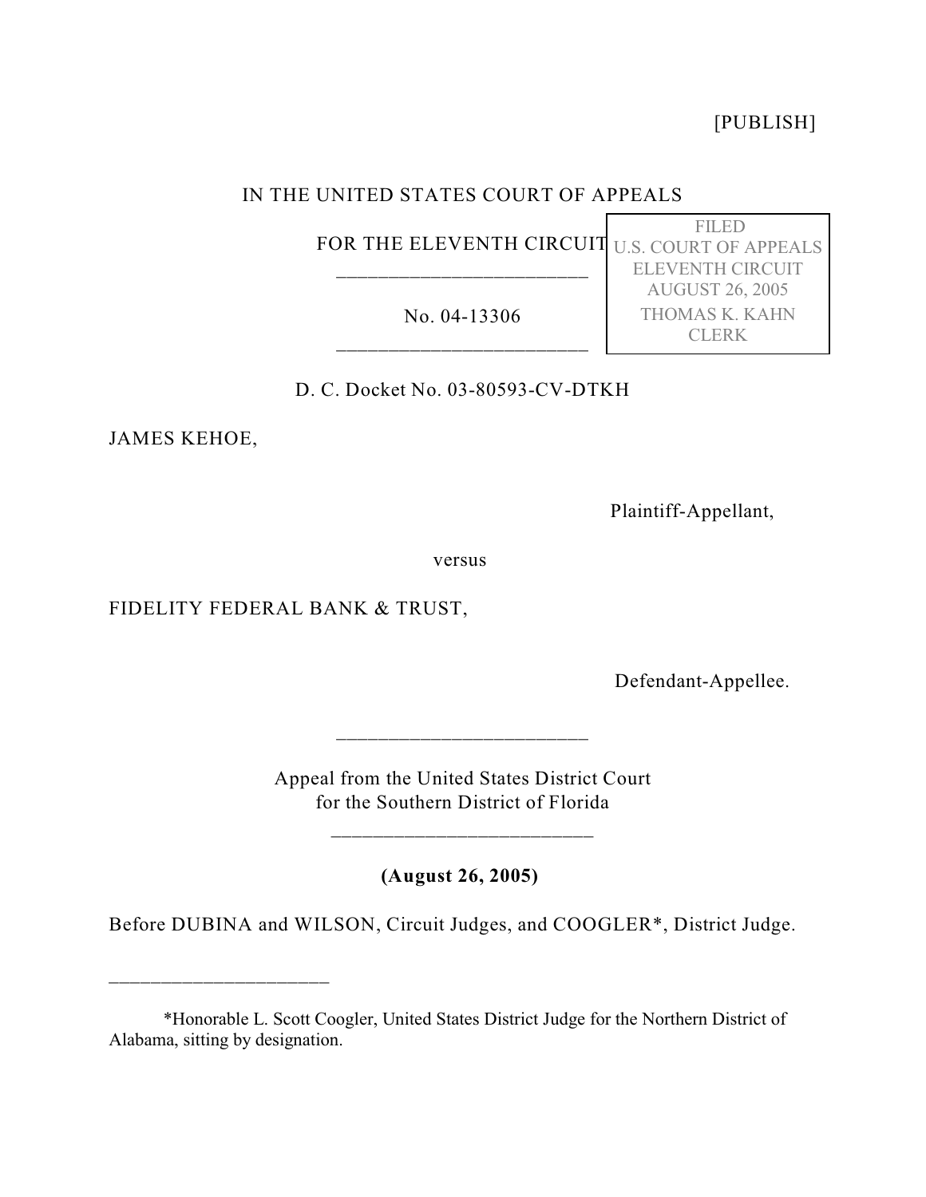[PUBLISH]

IN THE UNITED STATES COURT OF APPEALS

FOR THE ELEVENTH CIRCUIT

________________________

No. 04-13306

________________________

FILED
U.S. COURT OF APPEALS
ELEVENTH CIRCUIT
AUGUST 26, 2005
THOMAS K. KAHN
CLERK

D. C. Docket No. 03-80593-CV-DTKH

JAMES KEHOE,

Plaintiff-Appellant,

versus

FIDELITY FEDERAL BANK & TRUST,

Defendant-Appellee.

________________________

Appeal from the United States District Court
for the Southern District of Florida

_________________________

**(August 26, 2005)**

Before DUBINA and WILSON, Circuit Judges, and COOGLER*, District Judge.

______________________

*Honorable L. Scott Coogler, United States District Judge for the Northern District of Alabama, sitting by designation.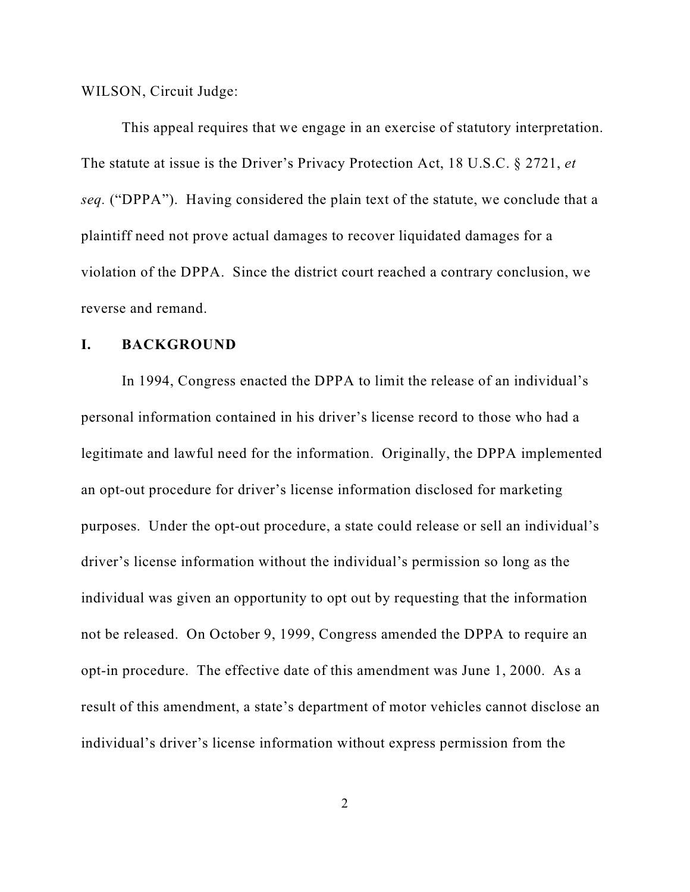WILSON, Circuit Judge:

This appeal requires that we engage in an exercise of statutory interpretation. The statute at issue is the Driver's Privacy Protection Act, 18 U.S.C. § 2721, *et seq.* ("DPPA"). Having considered the plain text of the statute, we conclude that a plaintiff need not prove actual damages to recover liquidated damages for a violation of the DPPA. Since the district court reached a contrary conclusion, we reverse and remand.

## I. BACKGROUND

In 1994, Congress enacted the DPPA to limit the release of an individual's personal information contained in his driver's license record to those who had a legitimate and lawful need for the information. Originally, the DPPA implemented an opt-out procedure for driver's license information disclosed for marketing purposes. Under the opt-out procedure, a state could release or sell an individual's driver's license information without the individual's permission so long as the individual was given an opportunity to opt out by requesting that the information not be released. On October 9, 1999, Congress amended the DPPA to require an opt-in procedure. The effective date of this amendment was June 1, 2000. As a result of this amendment, a state's department of motor vehicles cannot disclose an individual's driver's license information without express permission from the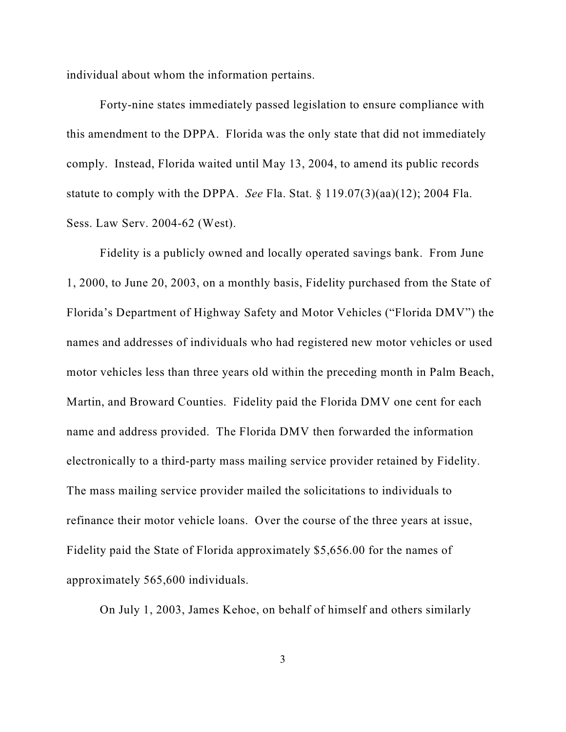individual about whom the information pertains.

Forty-nine states immediately passed legislation to ensure compliance with this amendment to the DPPA. Florida was the only state that did not immediately comply. Instead, Florida waited until May 13, 2004, to amend its public records statute to comply with the DPPA. *See* Fla. Stat. § 119.07(3)(aa)(12); 2004 Fla. Sess. Law Serv. 2004-62 (West).

Fidelity is a publicly owned and locally operated savings bank. From June 1, 2000, to June 20, 2003, on a monthly basis, Fidelity purchased from the State of Florida's Department of Highway Safety and Motor Vehicles ("Florida DMV") the names and addresses of individuals who had registered new motor vehicles or used motor vehicles less than three years old within the preceding month in Palm Beach, Martin, and Broward Counties. Fidelity paid the Florida DMV one cent for each name and address provided. The Florida DMV then forwarded the information electronically to a third-party mass mailing service provider retained by Fidelity. The mass mailing service provider mailed the solicitations to individuals to refinance their motor vehicle loans. Over the course of the three years at issue, Fidelity paid the State of Florida approximately $5,656.00 for the names of approximately 565,600 individuals.

On July 1, 2003, James Kehoe, on behalf of himself and others similarly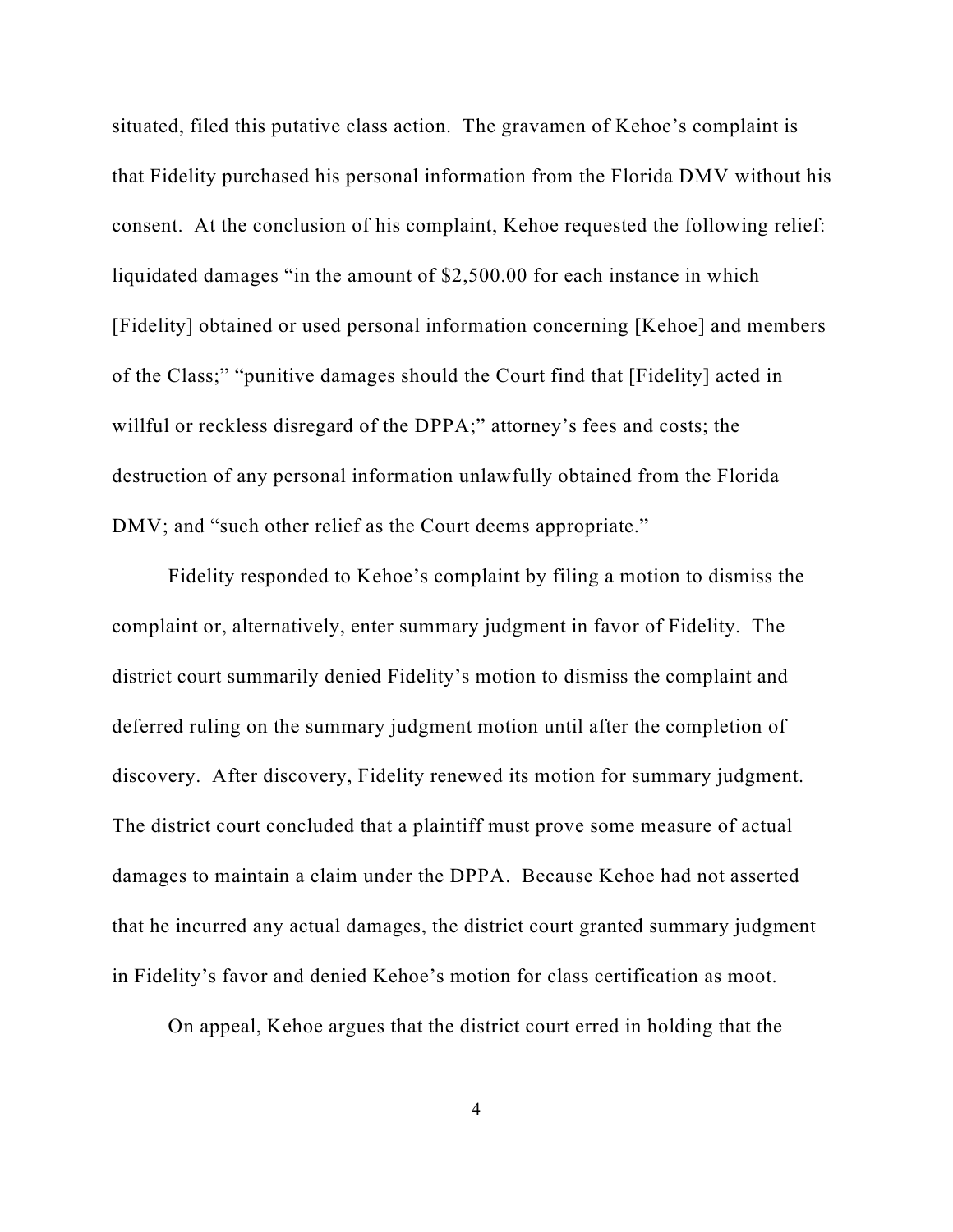situated, filed this putative class action. The gravamen of Kehoe's complaint is that Fidelity purchased his personal information from the Florida DMV without his consent. At the conclusion of his complaint, Kehoe requested the following relief: liquidated damages "in the amount of $2,500.00 for each instance in which [Fidelity] obtained or used personal information concerning [Kehoe] and members of the Class;" "punitive damages should the Court find that [Fidelity] acted in willful or reckless disregard of the DPPA;" attorney's fees and costs; the destruction of any personal information unlawfully obtained from the Florida DMV; and "such other relief as the Court deems appropriate."

Fidelity responded to Kehoe's complaint by filing a motion to dismiss the complaint or, alternatively, enter summary judgment in favor of Fidelity. The district court summarily denied Fidelity's motion to dismiss the complaint and deferred ruling on the summary judgment motion until after the completion of discovery. After discovery, Fidelity renewed its motion for summary judgment. The district court concluded that a plaintiff must prove some measure of actual damages to maintain a claim under the DPPA. Because Kehoe had not asserted that he incurred any actual damages, the district court granted summary judgment in Fidelity's favor and denied Kehoe's motion for class certification as moot.

On appeal, Kehoe argues that the district court erred in holding that the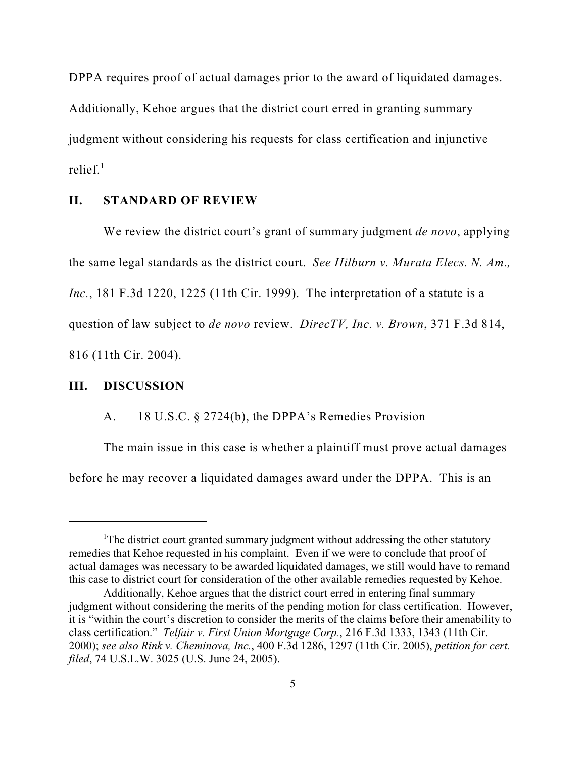DPPA requires proof of actual damages prior to the award of liquidated damages. Additionally, Kehoe argues that the district court erred in granting summary judgment without considering his requests for class certification and injunctive relief.[1]

## II. STANDARD OF REVIEW

We review the district court's grant of summary judgment *de novo*, applying the same legal standards as the district court. *See Hilburn v. Murata Elecs. N. Am., Inc.*, 181 F.3d 1220, 1225 (11th Cir. 1999). The interpretation of a statute is a question of law subject to *de novo* review. *DirecTV, Inc. v. Brown*, 371 F.3d 814, 816 (11th Cir. 2004).

## III. DISCUSSION

### A. 18 U.S.C. § 2724(b), the DPPA's Remedies Provision

The main issue in this case is whether a plaintiff must prove actual damages before he may recover a liquidated damages award under the DPPA. This is an

---

[1] The district court granted summary judgment without addressing the other statutory remedies that Kehoe requested in his complaint. Even if we were to conclude that proof of actual damages was necessary to be awarded liquidated damages, we still would have to remand this case to district court for consideration of the other available remedies requested by Kehoe.

Additionally, Kehoe argues that the district court erred in entering final summary judgment without considering the merits of the pending motion for class certification. However, it is "within the court's discretion to consider the merits of the claims before their amenability to class certification." *Telfair v. First Union Mortgage Corp.*, 216 F.3d 1333, 1343 (11th Cir. 2000); *see also Rink v. Cheminova, Inc.*, 400 F.3d 1286, 1297 (11th Cir. 2005), *petition for cert. filed*, 74 U.S.L.W. 3025 (U.S. June 24, 2005).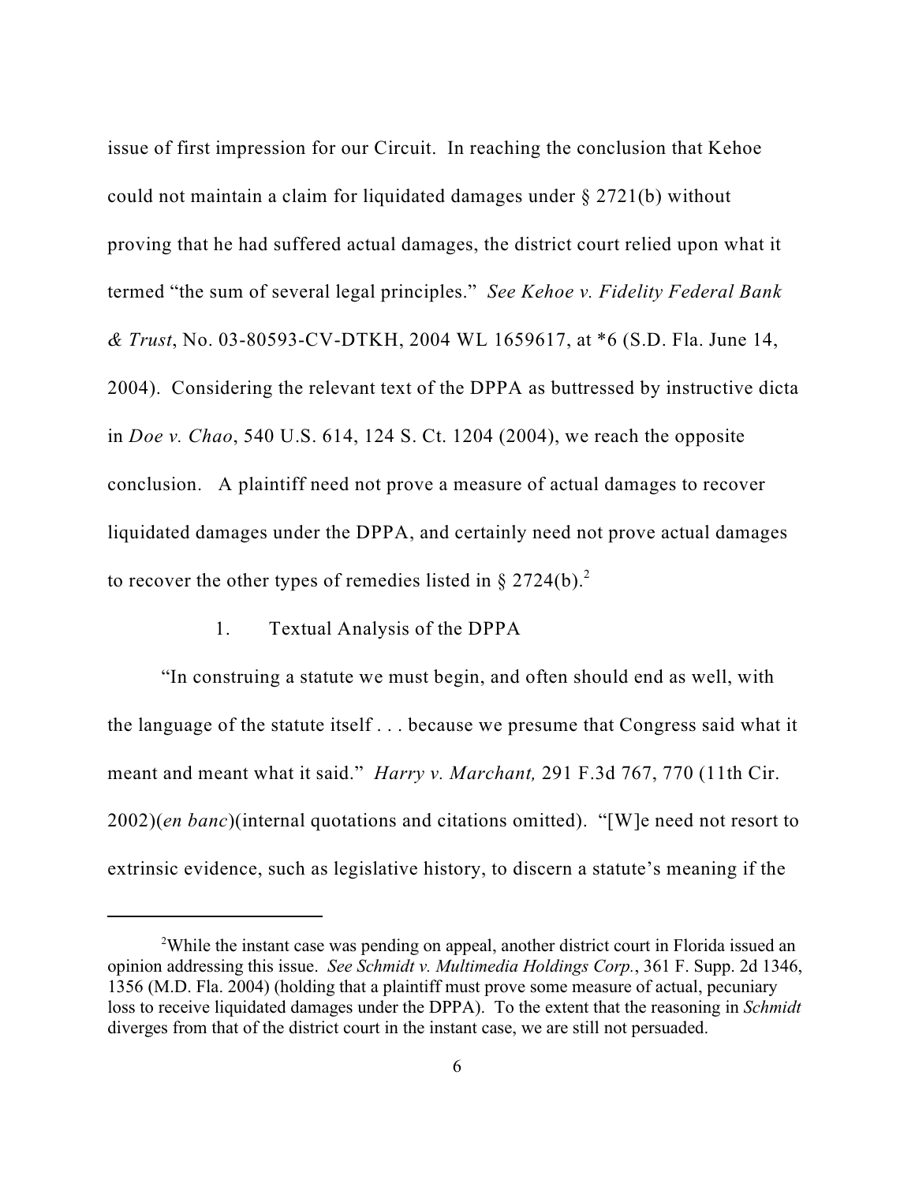issue of first impression for our Circuit. In reaching the conclusion that Kehoe could not maintain a claim for liquidated damages under § 2721(b) without proving that he had suffered actual damages, the district court relied upon what it termed "the sum of several legal principles." *See Kehoe v. Fidelity Federal Bank & Trust*, No. 03-80593-CV-DTKH, 2004 WL 1659617, at *6 (S.D. Fla. June 14, 2004). Considering the relevant text of the DPPA as buttressed by instructive dicta in *Doe v. Chao*, 540 U.S. 614, 124 S. Ct. 1204 (2004), we reach the opposite conclusion. A plaintiff need not prove a measure of actual damages to recover liquidated damages under the DPPA, and certainly need not prove actual damages to recover the other types of remedies listed in § 2724(b).[2]

1. Textual Analysis of the DPPA

"In construing a statute we must begin, and often should end as well, with the language of the statute itself . . . because we presume that Congress said what it meant and meant what it said." *Harry v. Marchant,* 291 F.3d 767, 770 (11th Cir. 2002)(*en banc*)(internal quotations and citations omitted). "[W]e need not resort to extrinsic evidence, such as legislative history, to discern a statute's meaning if the

---

[2]While the instant case was pending on appeal, another district court in Florida issued an opinion addressing this issue. *See Schmidt v. Multimedia Holdings Corp.*, 361 F. Supp. 2d 1346, 1356 (M.D. Fla. 2004) (holding that a plaintiff must prove some measure of actual, pecuniary loss to receive liquidated damages under the DPPA). To the extent that the reasoning in *Schmidt* diverges from that of the district court in the instant case, we are still not persuaded.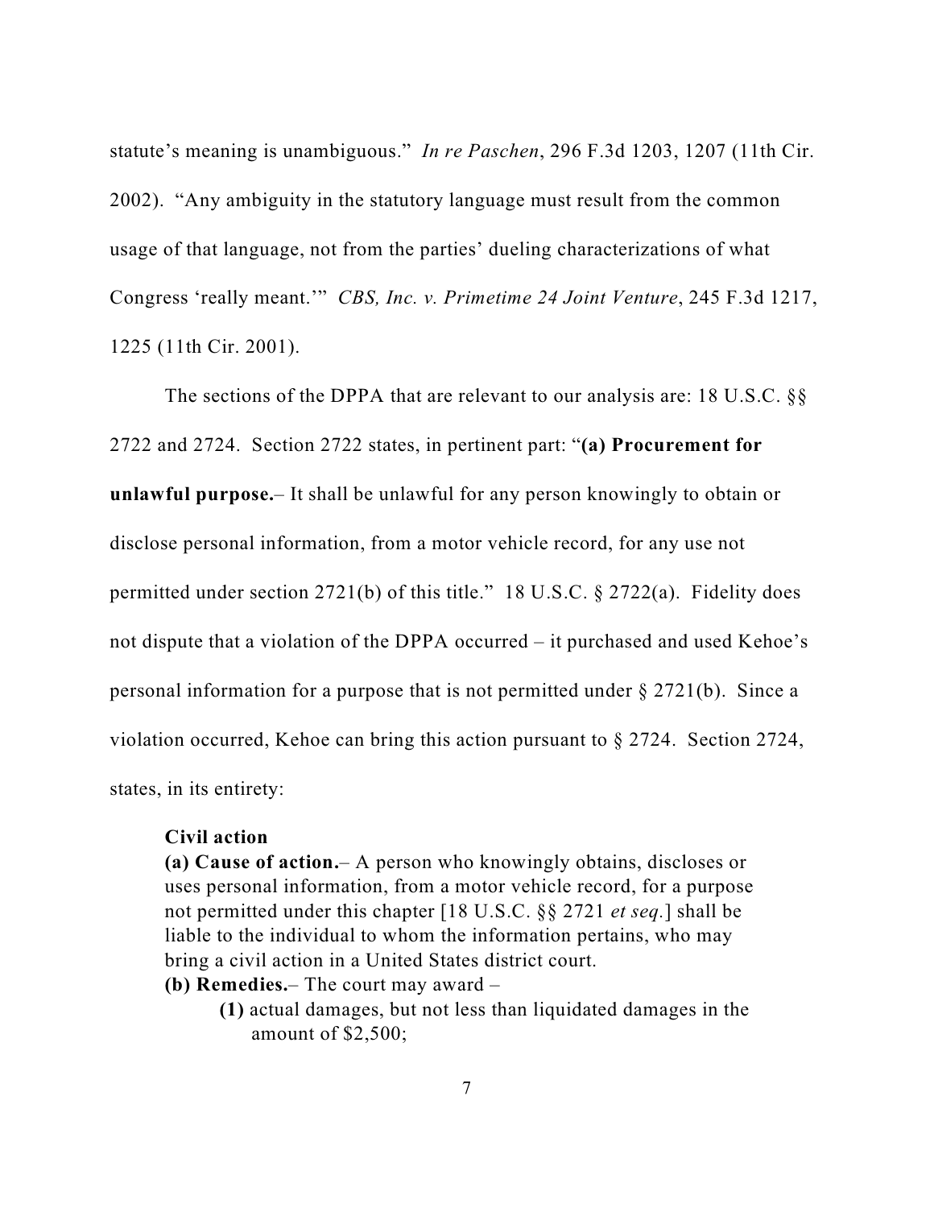statute's meaning is unambiguous." *In re Paschen*, 296 F.3d 1203, 1207 (11th Cir. 2002). "Any ambiguity in the statutory language must result from the common usage of that language, not from the parties' dueling characterizations of what Congress 'really meant.'" *CBS, Inc. v. Primetime 24 Joint Venture*, 245 F.3d 1217, 1225 (11th Cir. 2001).

The sections of the DPPA that are relevant to our analysis are: 18 U.S.C. §§ 2722 and 2724. Section 2722 states, in pertinent part: "**(a) Procurement for unlawful purpose.**– It shall be unlawful for any person knowingly to obtain or disclose personal information, from a motor vehicle record, for any use not permitted under section 2721(b) of this title." 18 U.S.C. § 2722(a). Fidelity does not dispute that a violation of the DPPA occurred – it purchased and used Kehoe's personal information for a purpose that is not permitted under § 2721(b). Since a violation occurred, Kehoe can bring this action pursuant to § 2724. Section 2724, states, in its entirety:

> **Civil action**
> **(a) Cause of action.**– A person who knowingly obtains, discloses or uses personal information, from a motor vehicle record, for a purpose not permitted under this chapter [18 U.S.C. §§ 2721 *et seq.*] shall be liable to the individual to whom the information pertains, who may bring a civil action in a United States district court.
> **(b) Remedies.**– The court may award –
> > **(1)** actual damages, but not less than liquidated damages in the amount of $2,500;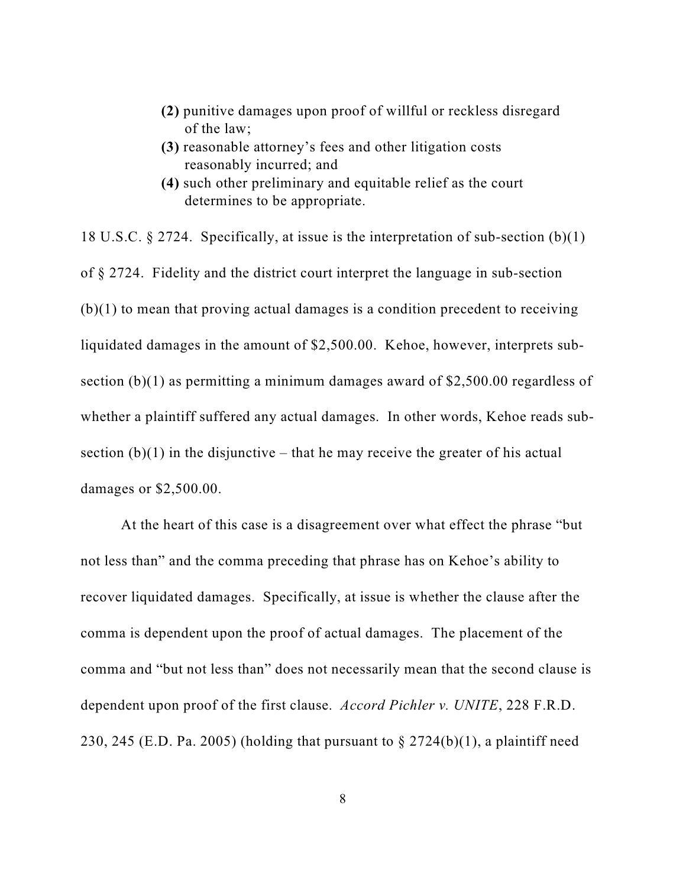> **(2)** punitive damages upon proof of willful or reckless disregard of the law;
>
> **(3)** reasonable attorney's fees and other litigation costs reasonably incurred; and
>
> **(4)** such other preliminary and equitable relief as the court determines to be appropriate.

18 U.S.C. § 2724. Specifically, at issue is the interpretation of sub-section (b)(1) of § 2724. Fidelity and the district court interpret the language in sub-section (b)(1) to mean that proving actual damages is a condition precedent to receiving liquidated damages in the amount of $2,500.00. Kehoe, however, interprets sub-section (b)(1) as permitting a minimum damages award of $2,500.00 regardless of whether a plaintiff suffered any actual damages. In other words, Kehoe reads sub-section (b)(1) in the disjunctive – that he may receive the greater of his actual damages or $2,500.00.

At the heart of this case is a disagreement over what effect the phrase "but not less than" and the comma preceding that phrase has on Kehoe's ability to recover liquidated damages. Specifically, at issue is whether the clause after the comma is dependent upon the proof of actual damages. The placement of the comma and "but not less than" does not necessarily mean that the second clause is dependent upon proof of the first clause. *Accord Pichler v. UNITE*, 228 F.R.D. 230, 245 (E.D. Pa. 2005) (holding that pursuant to § 2724(b)(1), a plaintiff need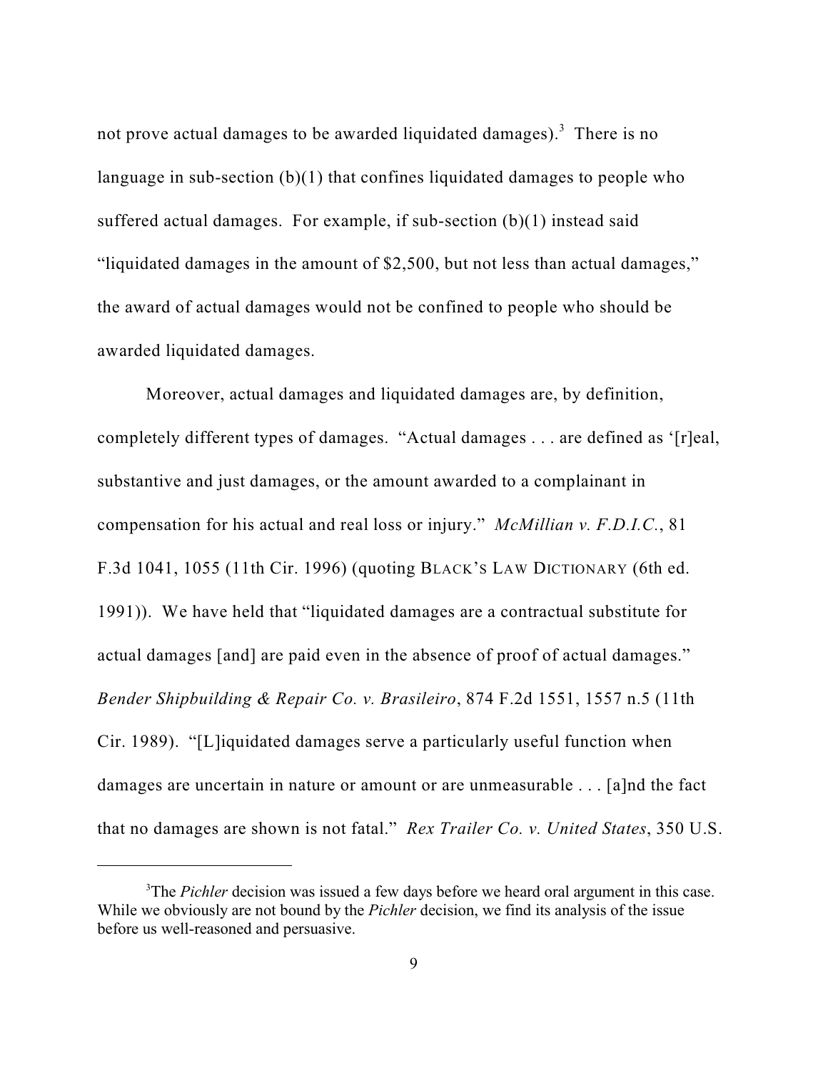not prove actual damages to be awarded liquidated damages).[3] There is no language in sub-section (b)(1) that confines liquidated damages to people who suffered actual damages. For example, if sub-section (b)(1) instead said "liquidated damages in the amount of $2,500, but not less than actual damages," the award of actual damages would not be confined to people who should be awarded liquidated damages.

Moreover, actual damages and liquidated damages are, by definition, completely different types of damages. "Actual damages . . . are defined as '[r]eal, substantive and just damages, or the amount awarded to a complainant in compensation for his actual and real loss or injury." *McMillian v. F.D.I.C.*, 81 F.3d 1041, 1055 (11th Cir. 1996) (quoting BLACK'S LAW DICTIONARY (6th ed. 1991)). We have held that "liquidated damages are a contractual substitute for actual damages [and] are paid even in the absence of proof of actual damages." *Bender Shipbuilding & Repair Co. v. Brasileiro*, 874 F.2d 1551, 1557 n.5 (11th Cir. 1989). "[L]iquidated damages serve a particularly useful function when damages are uncertain in nature or amount or are unmeasurable . . . [a]nd the fact that no damages are shown is not fatal." *Rex Trailer Co. v. United States*, 350 U.S.

[3] The *Pichler* decision was issued a few days before we heard oral argument in this case. While we obviously are not bound by the *Pichler* decision, we find its analysis of the issue before us well-reasoned and persuasive.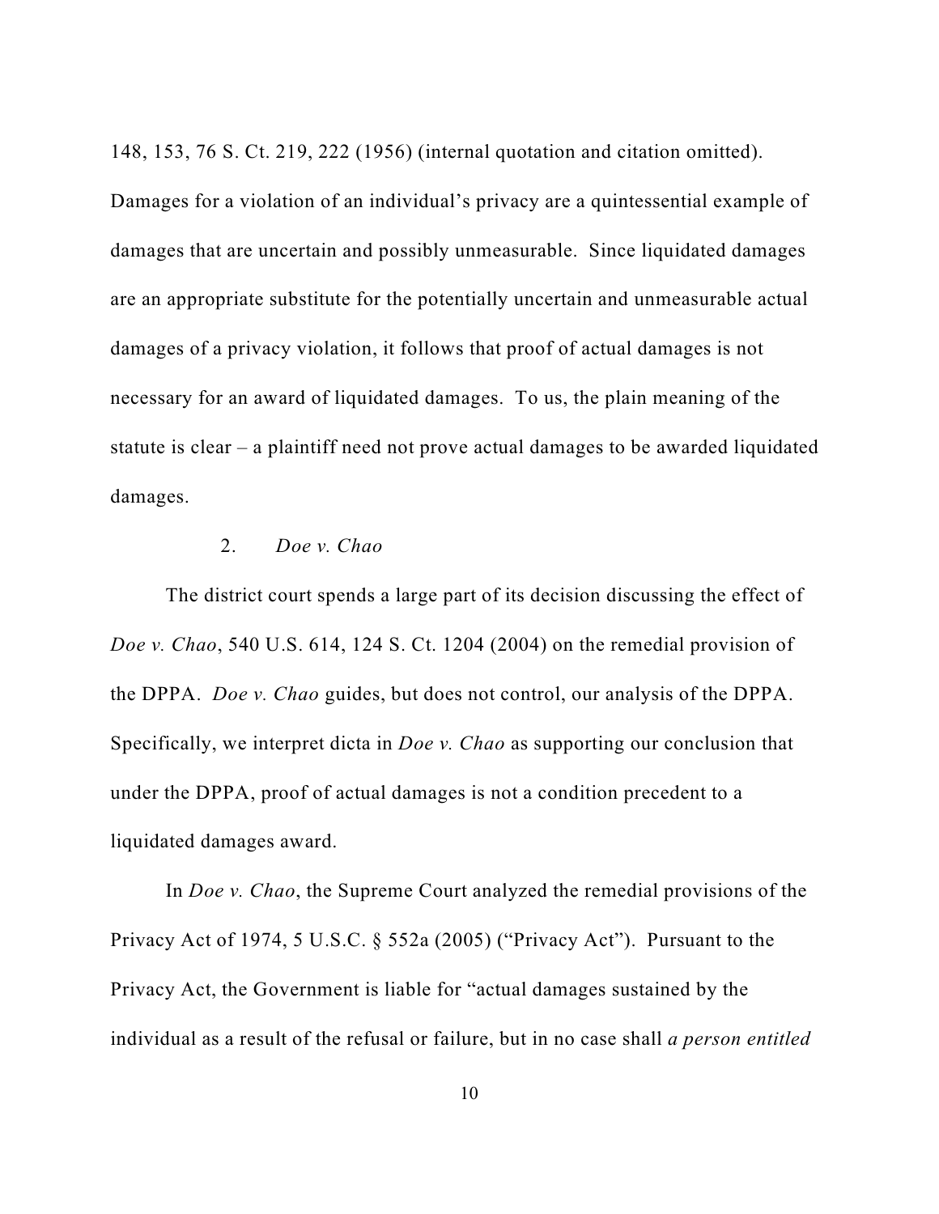148, 153, 76 S. Ct. 219, 222 (1956) (internal quotation and citation omitted). Damages for a violation of an individual's privacy are a quintessential example of damages that are uncertain and possibly unmeasurable. Since liquidated damages are an appropriate substitute for the potentially uncertain and unmeasurable actual damages of a privacy violation, it follows that proof of actual damages is not necessary for an award of liquidated damages. To us, the plain meaning of the statute is clear – a plaintiff need not prove actual damages to be awarded liquidated damages.

2. *Doe v. Chao*

The district court spends a large part of its decision discussing the effect of *Doe v. Chao*, 540 U.S. 614, 124 S. Ct. 1204 (2004) on the remedial provision of the DPPA. *Doe v. Chao* guides, but does not control, our analysis of the DPPA. Specifically, we interpret dicta in *Doe v. Chao* as supporting our conclusion that under the DPPA, proof of actual damages is not a condition precedent to a liquidated damages award.

In *Doe v. Chao*, the Supreme Court analyzed the remedial provisions of the Privacy Act of 1974, 5 U.S.C. § 552a (2005) ("Privacy Act"). Pursuant to the Privacy Act, the Government is liable for "actual damages sustained by the individual as a result of the refusal or failure, but in no case shall *a person entitled*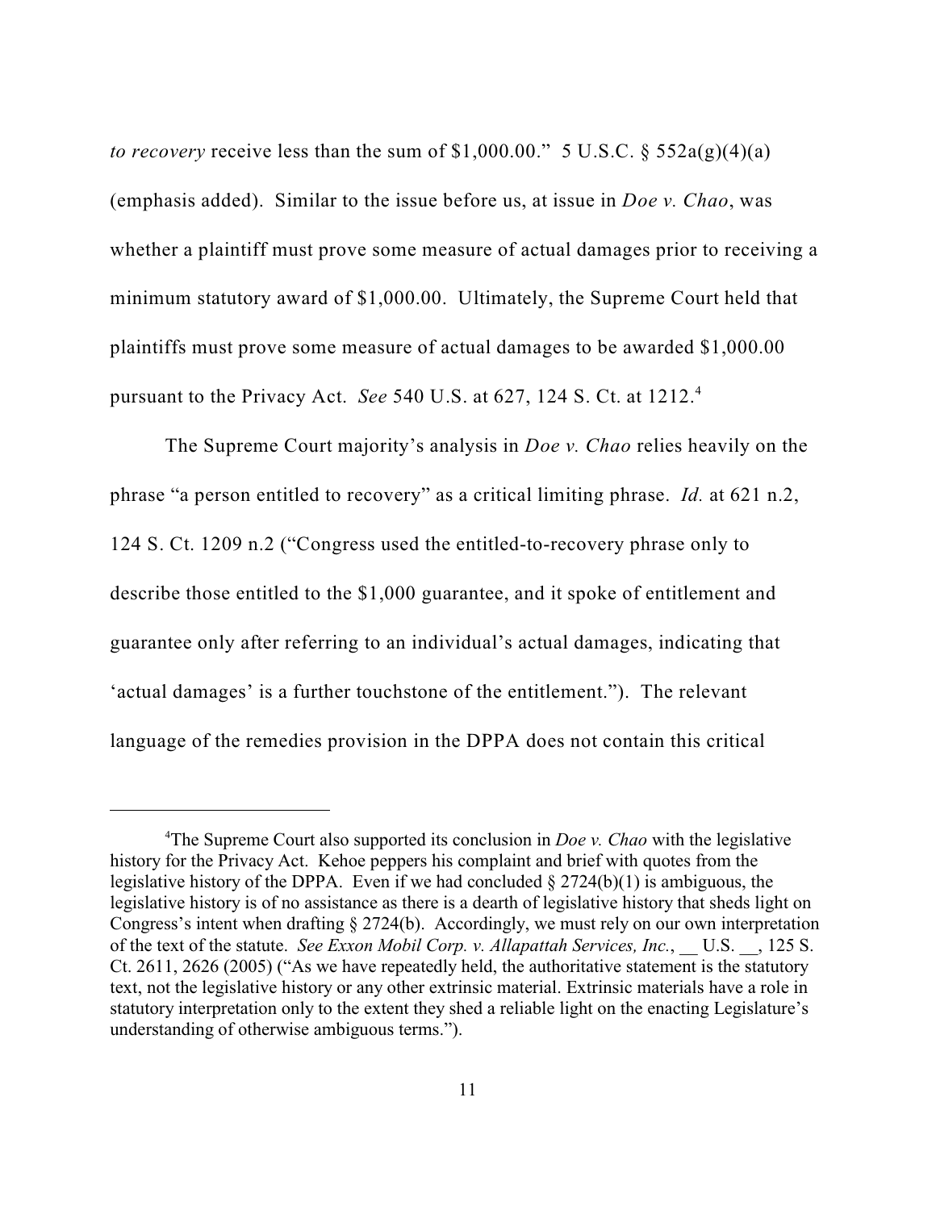*to recovery* receive less than the sum of $1,000.00." 5 U.S.C. § 552a(g)(4)(a) (emphasis added). Similar to the issue before us, at issue in *Doe v. Chao*, was whether a plaintiff must prove some measure of actual damages prior to receiving a minimum statutory award of $1,000.00. Ultimately, the Supreme Court held that plaintiffs must prove some measure of actual damages to be awarded $1,000.00 pursuant to the Privacy Act. *See* 540 U.S. at 627, 124 S. Ct. at 1212.[4]

The Supreme Court majority's analysis in *Doe v. Chao* relies heavily on the phrase "a person entitled to recovery" as a critical limiting phrase. *Id.* at 621 n.2, 124 S. Ct. 1209 n.2 ("Congress used the entitled-to-recovery phrase only to describe those entitled to the $1,000 guarantee, and it spoke of entitlement and guarantee only after referring to an individual's actual damages, indicating that 'actual damages' is a further touchstone of the entitlement."). The relevant language of the remedies provision in the DPPA does not contain this critical

---

[4]The Supreme Court also supported its conclusion in *Doe v. Chao* with the legislative history for the Privacy Act. Kehoe peppers his complaint and brief with quotes from the legislative history of the DPPA. Even if we had concluded § 2724(b)(1) is ambiguous, the legislative history is of no assistance as there is a dearth of legislative history that sheds light on Congress's intent when drafting § 2724(b). Accordingly, we must rely on our own interpretation of the text of the statute. *See Exxon Mobil Corp. v. Allapattah Services, Inc.*, __ U.S. __, 125 S. Ct. 2611, 2626 (2005) ("As we have repeatedly held, the authoritative statement is the statutory text, not the legislative history or any other extrinsic material. Extrinsic materials have a role in statutory interpretation only to the extent they shed a reliable light on the enacting Legislature's understanding of otherwise ambiguous terms.").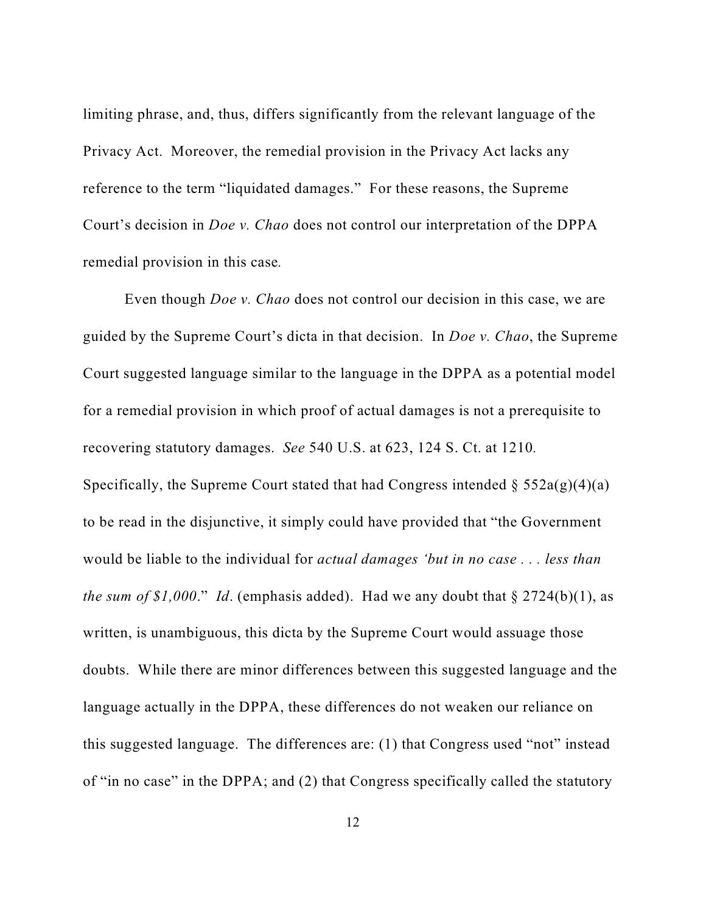limiting phrase, and, thus, differs significantly from the relevant language of the Privacy Act. Moreover, the remedial provision in the Privacy Act lacks any reference to the term "liquidated damages." For these reasons, the Supreme Court's decision in *Doe v. Chao* does not control our interpretation of the DPPA remedial provision in this case.

Even though *Doe v. Chao* does not control our decision in this case, we are guided by the Supreme Court's dicta in that decision. In *Doe v. Chao*, the Supreme Court suggested language similar to the language in the DPPA as a potential model for a remedial provision in which proof of actual damages is not a prerequisite to recovering statutory damages. *See* 540 U.S. at 623, 124 S. Ct. at 1210. Specifically, the Supreme Court stated that had Congress intended § 552a(g)(4)(a) to be read in the disjunctive, it simply could have provided that "the Government would be liable to the individual for *actual damages 'but in no case . . . less than the sum of $1,000*." *Id*. (emphasis added). Had we any doubt that § 2724(b)(1), as written, is unambiguous, this dicta by the Supreme Court would assuage those doubts. While there are minor differences between this suggested language and the language actually in the DPPA, these differences do not weaken our reliance on this suggested language. The differences are: (1) that Congress used "not" instead of "in no case" in the DPPA; and (2) that Congress specifically called the statutory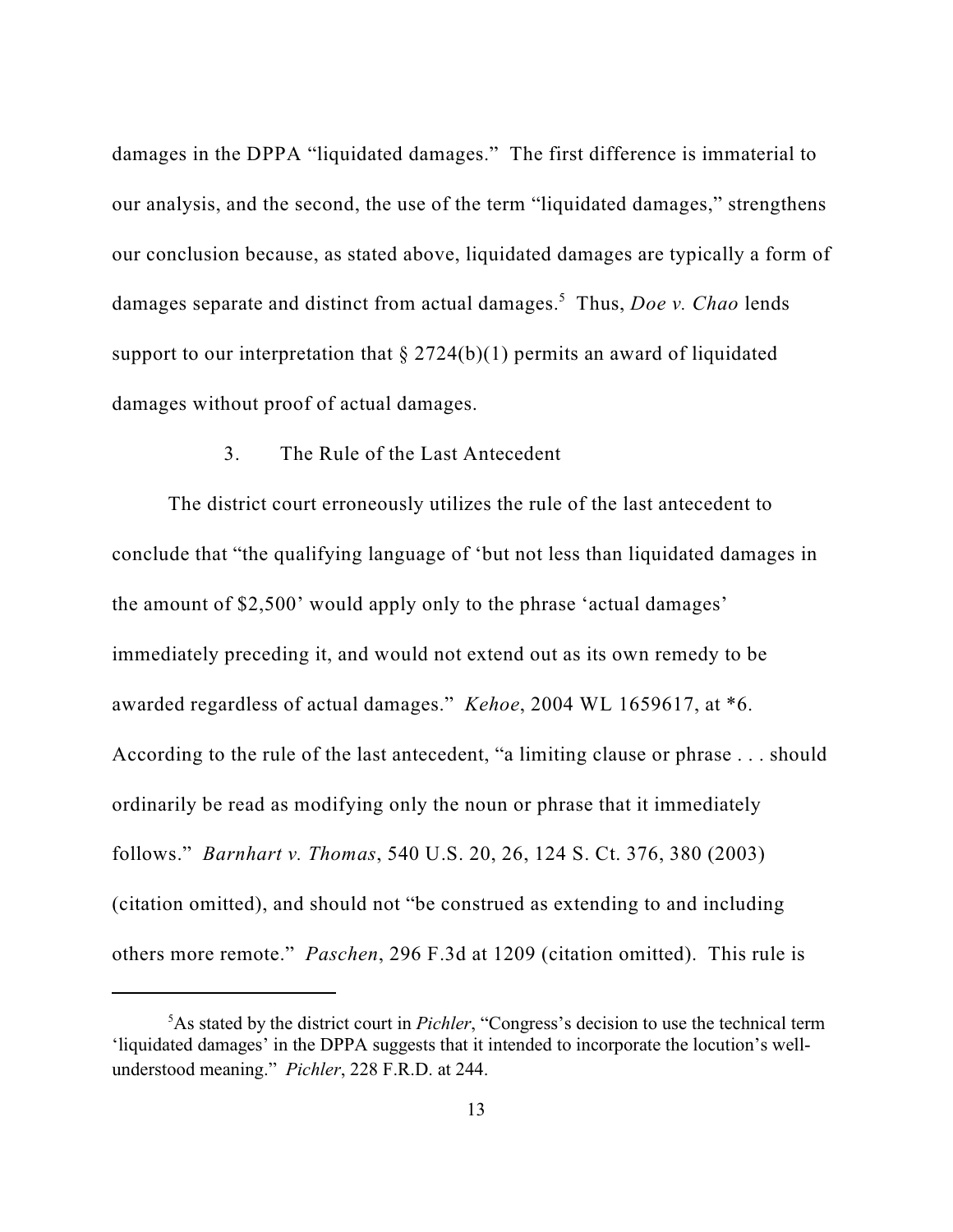damages in the DPPA "liquidated damages." The first difference is immaterial to our analysis, and the second, the use of the term "liquidated damages," strengthens our conclusion because, as stated above, liquidated damages are typically a form of damages separate and distinct from actual damages.[5] Thus, *Doe v. Chao* lends support to our interpretation that § 2724(b)(1) permits an award of liquidated damages without proof of actual damages.

### 3. The Rule of the Last Antecedent

The district court erroneously utilizes the rule of the last antecedent to conclude that "the qualifying language of 'but not less than liquidated damages in the amount of $2,500' would apply only to the phrase 'actual damages' immediately preceding it, and would not extend out as its own remedy to be awarded regardless of actual damages." *Kehoe*, 2004 WL 1659617, at *6. According to the rule of the last antecedent, "a limiting clause or phrase . . . should ordinarily be read as modifying only the noun or phrase that it immediately follows." *Barnhart v. Thomas*, 540 U.S. 20, 26, 124 S. Ct. 376, 380 (2003) (citation omitted), and should not "be construed as extending to and including others more remote." *Paschen*, 296 F.3d at 1209 (citation omitted). This rule is

---

[5] As stated by the district court in *Pichler*, "Congress's decision to use the technical term 'liquidated damages' in the DPPA suggests that it intended to incorporate the locution's well-understood meaning." *Pichler*, 228 F.R.D. at 244.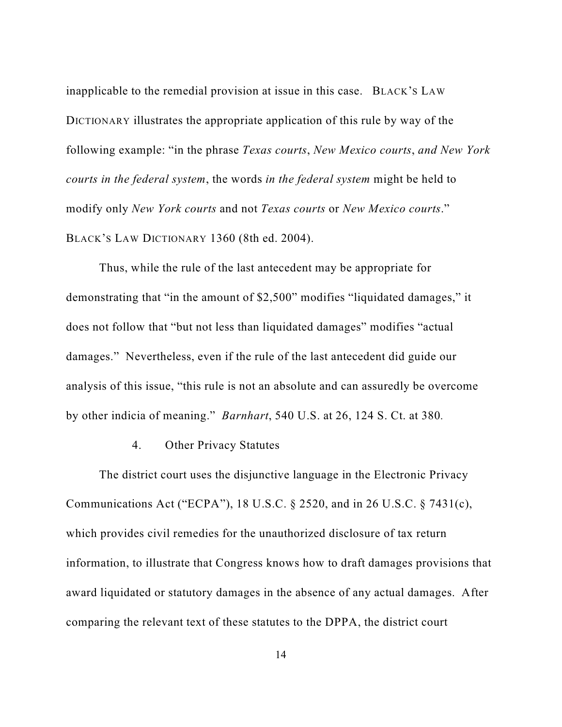inapplicable to the remedial provision at issue in this case. BLACK'S LAW DICTIONARY illustrates the appropriate application of this rule by way of the following example: "in the phrase *Texas courts*, *New Mexico courts*, *and New York courts in the federal system*, the words *in the federal system* might be held to modify only *New York courts* and not *Texas courts* or *New Mexico courts*." BLACK'S LAW DICTIONARY 1360 (8th ed. 2004).

Thus, while the rule of the last antecedent may be appropriate for demonstrating that "in the amount of $2,500" modifies "liquidated damages," it does not follow that "but not less than liquidated damages" modifies "actual damages." Nevertheless, even if the rule of the last antecedent did guide our analysis of this issue, "this rule is not an absolute and can assuredly be overcome by other indicia of meaning." *Barnhart*, 540 U.S. at 26, 124 S. Ct. at 380.

4. Other Privacy Statutes

The district court uses the disjunctive language in the Electronic Privacy Communications Act ("ECPA"), 18 U.S.C. § 2520, and in 26 U.S.C. § 7431(c), which provides civil remedies for the unauthorized disclosure of tax return information, to illustrate that Congress knows how to draft damages provisions that award liquidated or statutory damages in the absence of any actual damages. After comparing the relevant text of these statutes to the DPPA, the district court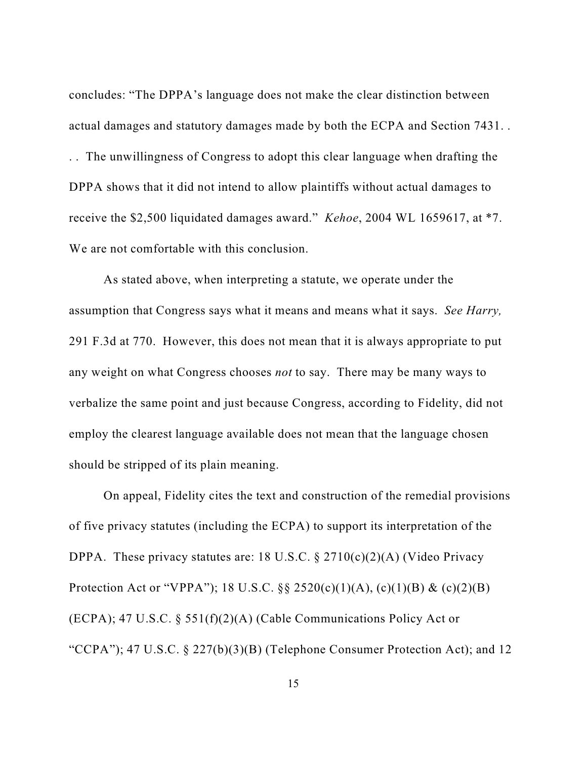concludes: "The DPPA's language does not make the clear distinction between actual damages and statutory damages made by both the ECPA and Section 7431. . . . The unwillingness of Congress to adopt this clear language when drafting the DPPA shows that it did not intend to allow plaintiffs without actual damages to receive the $2,500 liquidated damages award." *Kehoe*, 2004 WL 1659617, at *7. We are not comfortable with this conclusion.

As stated above, when interpreting a statute, we operate under the assumption that Congress says what it means and means what it says. *See Harry,* 291 F.3d at 770. However, this does not mean that it is always appropriate to put any weight on what Congress chooses *not* to say. There may be many ways to verbalize the same point and just because Congress, according to Fidelity, did not employ the clearest language available does not mean that the language chosen should be stripped of its plain meaning.

On appeal, Fidelity cites the text and construction of the remedial provisions of five privacy statutes (including the ECPA) to support its interpretation of the DPPA. These privacy statutes are: 18 U.S.C. § 2710(c)(2)(A) (Video Privacy Protection Act or "VPPA"); 18 U.S.C. §§ 2520(c)(1)(A), (c)(1)(B) & (c)(2)(B) (ECPA); 47 U.S.C. § 551(f)(2)(A) (Cable Communications Policy Act or "CCPA"); 47 U.S.C. § 227(b)(3)(B) (Telephone Consumer Protection Act); and 12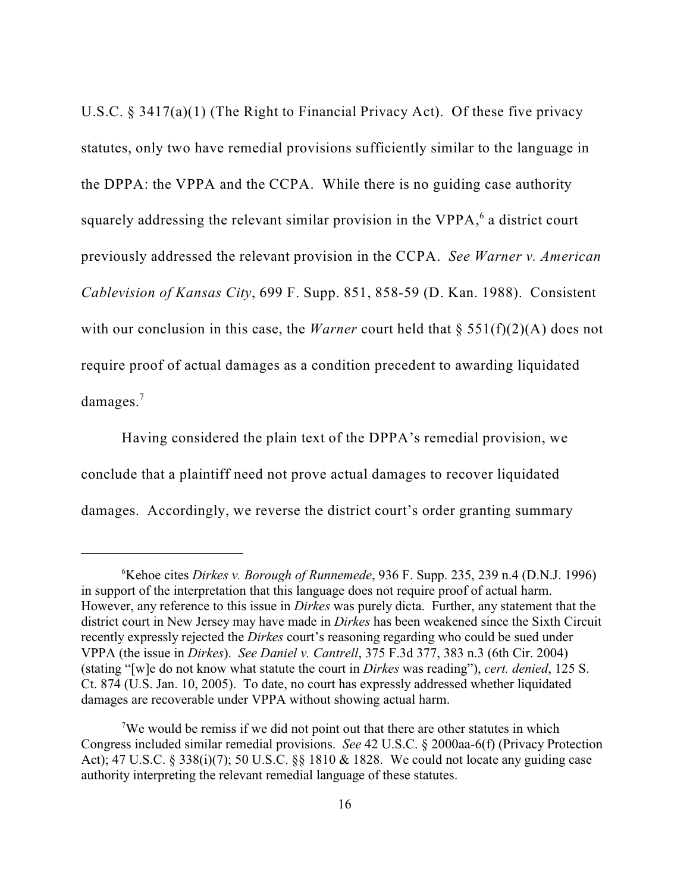U.S.C. § 3417(a)(1) (The Right to Financial Privacy Act). Of these five privacy statutes, only two have remedial provisions sufficiently similar to the language in the DPPA: the VPPA and the CCPA. While there is no guiding case authority squarely addressing the relevant similar provision in the VPPA,[6] a district court previously addressed the relevant provision in the CCPA. *See Warner v. American Cablevision of Kansas City*, 699 F. Supp. 851, 858-59 (D. Kan. 1988). Consistent with our conclusion in this case, the *Warner* court held that § 551(f)(2)(A) does not require proof of actual damages as a condition precedent to awarding liquidated damages.[7]

Having considered the plain text of the DPPA's remedial provision, we conclude that a plaintiff need not prove actual damages to recover liquidated damages. Accordingly, we reverse the district court's order granting summary

---

[6]Kehoe cites *Dirkes v. Borough of Runnemede*, 936 F. Supp. 235, 239 n.4 (D.N.J. 1996) in support of the interpretation that this language does not require proof of actual harm. However, any reference to this issue in *Dirkes* was purely dicta. Further, any statement that the district court in New Jersey may have made in *Dirkes* has been weakened since the Sixth Circuit recently expressly rejected the *Dirkes* court's reasoning regarding who could be sued under VPPA (the issue in *Dirkes*). *See Daniel v. Cantrell*, 375 F.3d 377, 383 n.3 (6th Cir. 2004) (stating "[w]e do not know what statute the court in *Dirkes* was reading"), *cert. denied*, 125 S. Ct. 874 (U.S. Jan. 10, 2005). To date, no court has expressly addressed whether liquidated damages are recoverable under VPPA without showing actual harm.

[7]We would be remiss if we did not point out that there are other statutes in which Congress included similar remedial provisions. *See* 42 U.S.C. § 2000aa-6(f) (Privacy Protection Act); 47 U.S.C. § 338(i)(7); 50 U.S.C. §§ 1810 & 1828. We could not locate any guiding case authority interpreting the relevant remedial language of these statutes.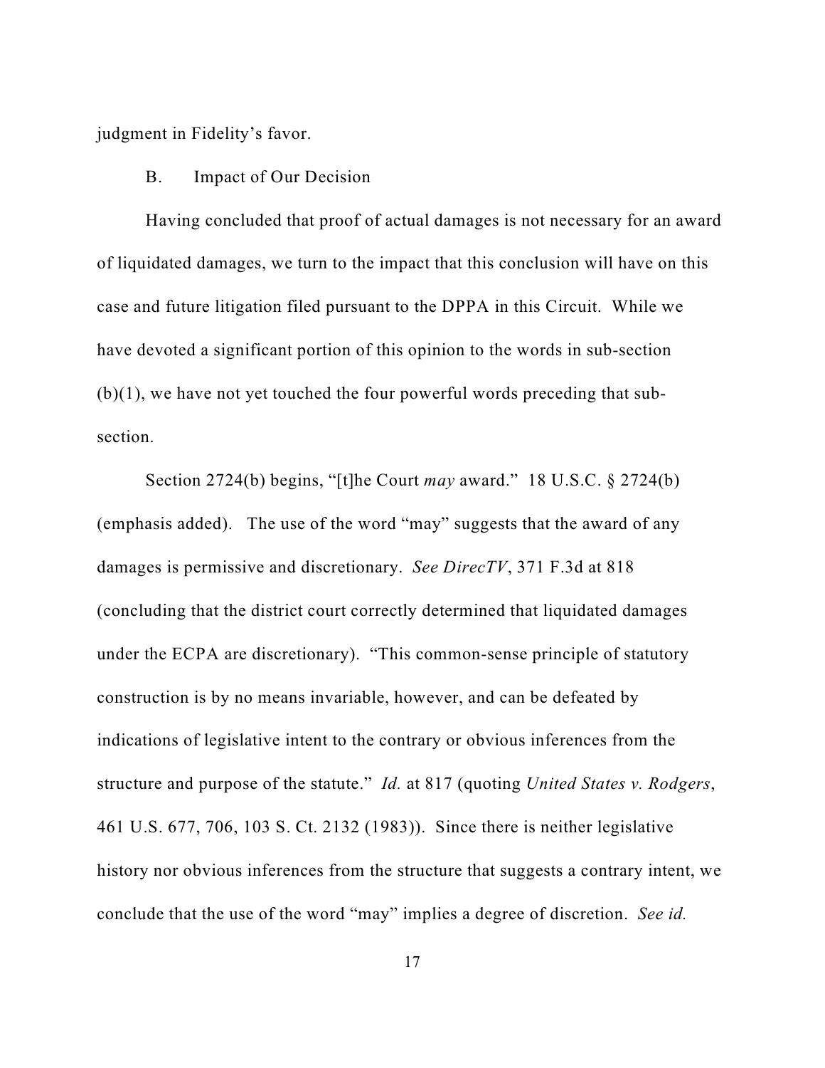judgment in Fidelity's favor.

B. Impact of Our Decision

Having concluded that proof of actual damages is not necessary for an award of liquidated damages, we turn to the impact that this conclusion will have on this case and future litigation filed pursuant to the DPPA in this Circuit. While we have devoted a significant portion of this opinion to the words in sub-section (b)(1), we have not yet touched the four powerful words preceding that sub-section.

Section 2724(b) begins, "[t]he Court *may* award." 18 U.S.C. § 2724(b) (emphasis added). The use of the word "may" suggests that the award of any damages is permissive and discretionary. *See DirecTV*, 371 F.3d at 818 (concluding that the district court correctly determined that liquidated damages under the ECPA are discretionary). "This common-sense principle of statutory construction is by no means invariable, however, and can be defeated by indications of legislative intent to the contrary or obvious inferences from the structure and purpose of the statute." *Id.* at 817 (quoting *United States v. Rodgers*, 461 U.S. 677, 706, 103 S. Ct. 2132 (1983)). Since there is neither legislative history nor obvious inferences from the structure that suggests a contrary intent, we conclude that the use of the word "may" implies a degree of discretion. *See id.*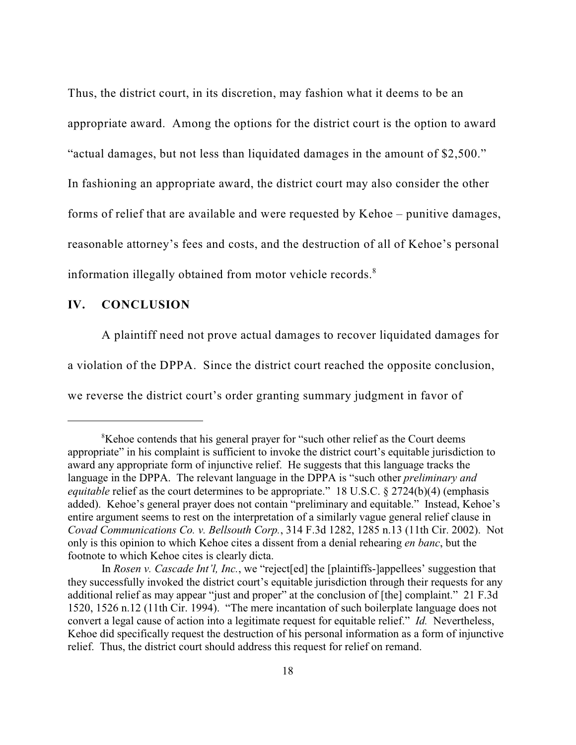Thus, the district court, in its discretion, may fashion what it deems to be an appropriate award. Among the options for the district court is the option to award "actual damages, but not less than liquidated damages in the amount of $2,500." In fashioning an appropriate award, the district court may also consider the other forms of relief that are available and were requested by Kehoe – punitive damages, reasonable attorney's fees and costs, and the destruction of all of Kehoe's personal information illegally obtained from motor vehicle records.[8]

## IV. CONCLUSION

A plaintiff need not prove actual damages to recover liquidated damages for a violation of the DPPA. Since the district court reached the opposite conclusion, we reverse the district court's order granting summary judgment in favor of

---

[8]Kehoe contends that his general prayer for "such other relief as the Court deems appropriate" in his complaint is sufficient to invoke the district court's equitable jurisdiction to award any appropriate form of injunctive relief. He suggests that this language tracks the language in the DPPA. The relevant language in the DPPA is "such other *preliminary and equitable* relief as the court determines to be appropriate." 18 U.S.C. § 2724(b)(4) (emphasis added). Kehoe's general prayer does not contain "preliminary and equitable." Instead, Kehoe's entire argument seems to rest on the interpretation of a similarly vague general relief clause in *Covad Communications Co. v. Bellsouth Corp.*, 314 F.3d 1282, 1285 n.13 (11th Cir. 2002). Not only is this opinion to which Kehoe cites a dissent from a denial rehearing *en banc*, but the footnote to which Kehoe cites is clearly dicta.

In *Rosen v. Cascade Int'l, Inc.*, we "reject[ed] the [plaintiffs-]appellees' suggestion that they successfully invoked the district court's equitable jurisdiction through their requests for any additional relief as may appear "just and proper" at the conclusion of [the] complaint." 21 F.3d 1520, 1526 n.12 (11th Cir. 1994). "The mere incantation of such boilerplate language does not convert a legal cause of action into a legitimate request for equitable relief." *Id.* Nevertheless, Kehoe did specifically request the destruction of his personal information as a form of injunctive relief. Thus, the district court should address this request for relief on remand.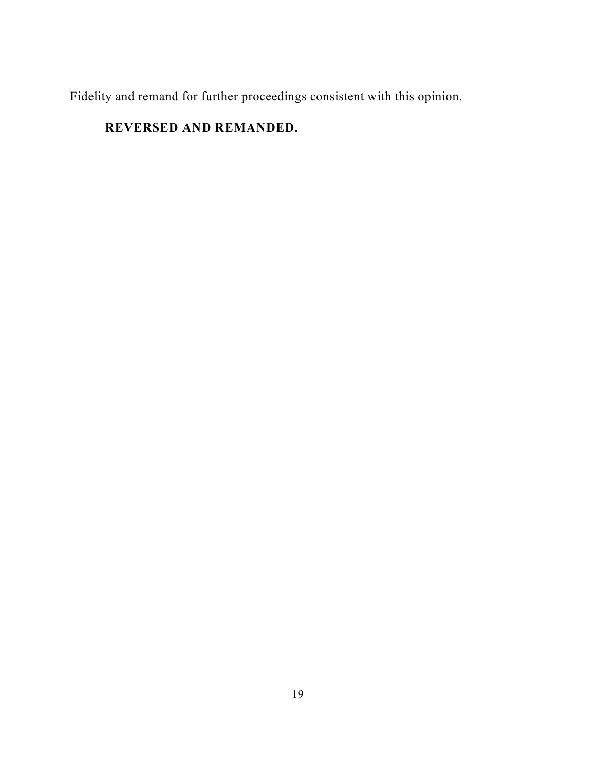Fidelity and remand for further proceedings consistent with this opinion.

**REVERSED AND REMANDED.**